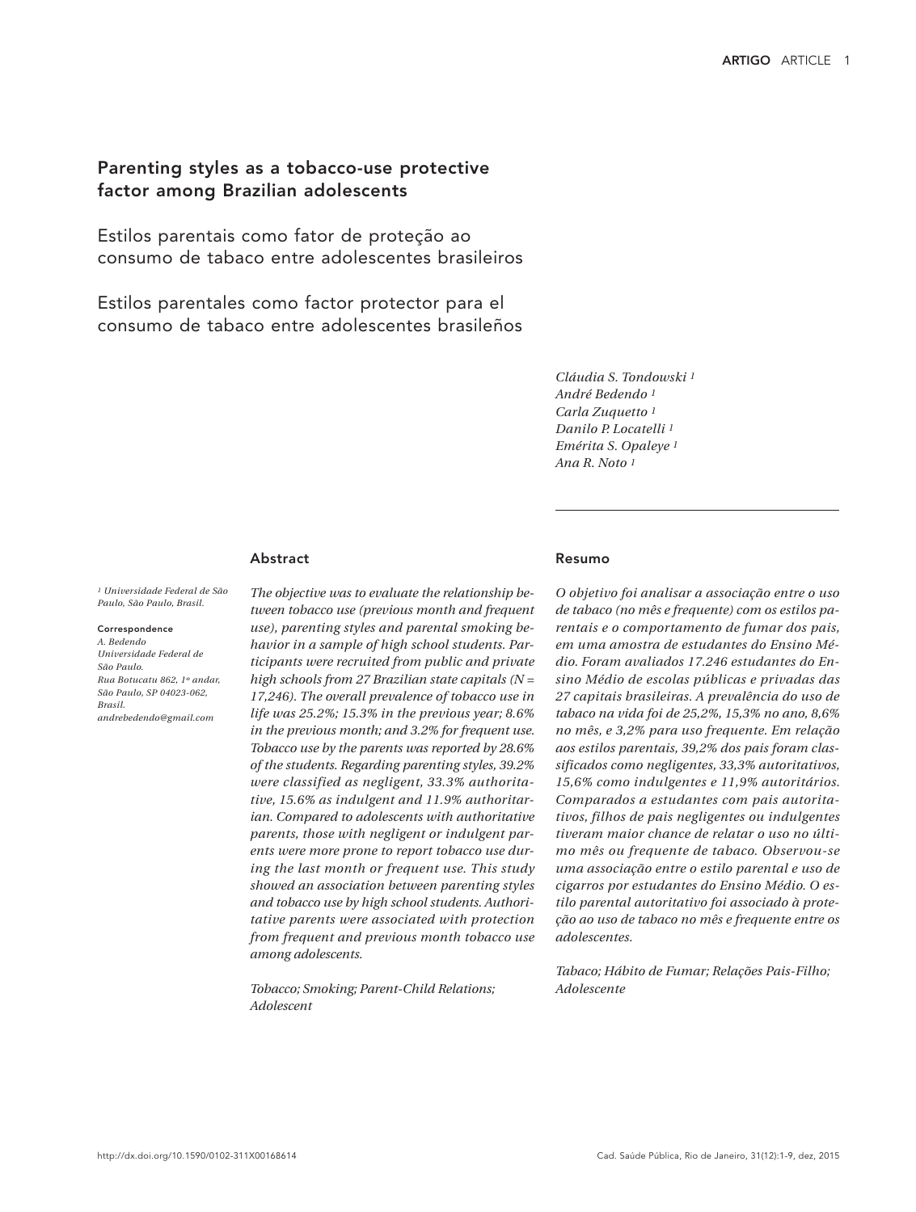# Parenting styles as a tobacco-use protective factor among Brazilian adolescents

## Estilos parentais como fator de proteção ao consumo de tabaco entre adolescentes brasileiros

## Estilos parentales como factor protector para el consumo de tabaco entre adolescentes brasileños

*Cláudia S. Tondowski [1]*
*André Bedendo [1]*
*Carla Zuquetto [1]*
*Danilo P. Locatelli [1]*
*Emérita S. Opaleye [1]*
*Ana R. Noto [1]*

*[1] Universidade Federal de São Paulo, São Paulo, Brasil.*

**Correspondence**
*A. Bedendo*
*Universidade Federal de São Paulo.*
*Rua Botucatu 862, 1º andar, São Paulo, SP 04023-062, Brasil.*
*andrebedendo@gmail.com*

### Abstract

*The objective was to evaluate the relationship between tobacco use (previous month and frequent use), parenting styles and parental smoking behavior in a sample of high school students. Participants were recruited from public and private high schools from 27 Brazilian state capitals (N = 17,246). The overall prevalence of tobacco use in life was 25.2%; 15.3% in the previous year; 8.6% in the previous month; and 3.2% for frequent use. Tobacco use by the parents was reported by 28.6% of the students. Regarding parenting styles, 39.2% were classified as negligent, 33.3% authoritative, 15.6% as indulgent and 11.9% authoritarian. Compared to adolescents with authoritative parents, those with negligent or indulgent parents were more prone to report tobacco use during the last month or frequent use. This study showed an association between parenting styles and tobacco use by high school students. Authoritative parents were associated with protection from frequent and previous month tobacco use among adolescents.*

*Tobacco; Smoking; Parent-Child Relations; Adolescent*

### Resumo

*O objetivo foi analisar a associação entre o uso de tabaco (no mês e frequente) com os estilos parentais e o comportamento de fumar dos pais, em uma amostra de estudantes do Ensino Médio. Foram avaliados 17.246 estudantes do Ensino Médio de escolas públicas e privadas das 27 capitais brasileiras. A prevalência do uso de tabaco na vida foi de 25,2%, 15,3% no ano, 8,6% no mês, e 3,2% para uso frequente. Em relação aos estilos parentais, 39,2% dos pais foram classificados como negligentes, 33,3% autoritativos, 15,6% como indulgentes e 11,9% autoritários. Comparados a estudantes com pais autoritativos, filhos de pais negligentes ou indulgentes tiveram maior chance de relatar o uso no último mês ou frequente de tabaco. Observou-se uma associação entre o estilo parental e uso de cigarros por estudantes do Ensino Médio. O estilo parental autoritativo foi associado à proteção ao uso de tabaco no mês e frequente entre os adolescentes.*

*Tabaco; Hábito de Fumar; Relações Pais-Filho; Adolescente*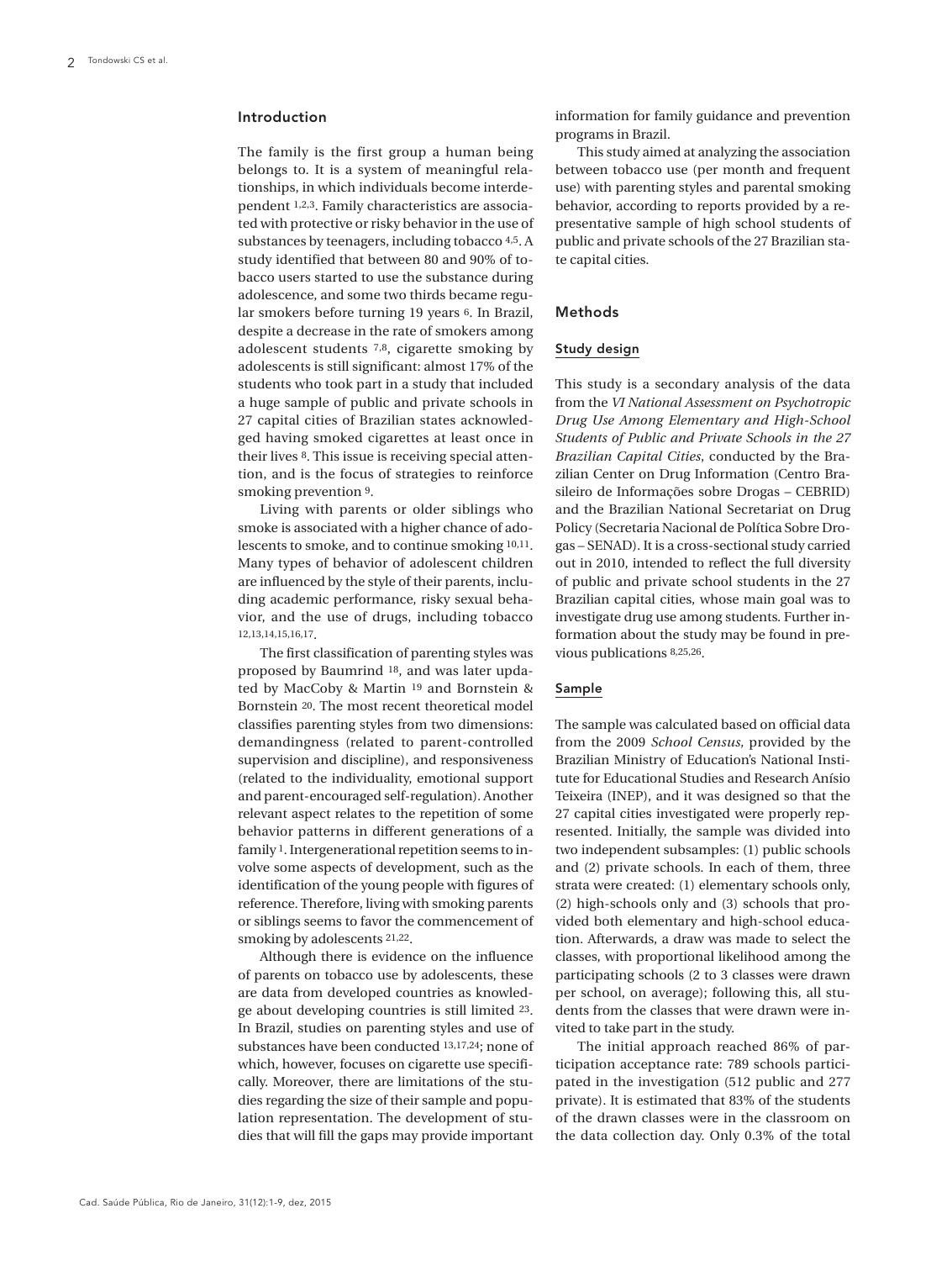## Introduction

The family is the first group a human being belongs to. It is a system of meaningful relationships, in which individuals become interdependent [1,2,3]. Family characteristics are associated with protective or risky behavior in the use of substances by teenagers, including tobacco [4,5]. A study identified that between 80 and 90% of tobacco users started to use the substance during adolescence, and some two thirds became regular smokers before turning 19 years [6]. In Brazil, despite a decrease in the rate of smokers among adolescent students [7,8], cigarette smoking by adolescents is still significant: almost 17% of the students who took part in a study that included a huge sample of public and private schools in 27 capital cities of Brazilian states acknowledged having smoked cigarettes at least once in their lives [8]. This issue is receiving special attention, and is the focus of strategies to reinforce smoking prevention [9].

Living with parents or older siblings who smoke is associated with a higher chance of adolescents to smoke, and to continue smoking [10,11]. Many types of behavior of adolescent children are influenced by the style of their parents, including academic performance, risky sexual behavior, and the use of drugs, including tobacco [12,13,14,15,16,17].

The first classification of parenting styles was proposed by Baumrind [18], and was later updated by MacCoby & Martin [19] and Bornstein & Bornstein [20]. The most recent theoretical model classifies parenting styles from two dimensions: demandingness (related to parent-controlled supervision and discipline), and responsiveness (related to the individuality, emotional support and parent-encouraged self-regulation). Another relevant aspect relates to the repetition of some behavior patterns in different generations of a family [1]. Intergenerational repetition seems to involve some aspects of development, such as the identification of the young people with figures of reference. Therefore, living with smoking parents or siblings seems to favor the commencement of smoking by adolescents [21,22].

Although there is evidence on the influence of parents on tobacco use by adolescents, these are data from developed countries as knowledge about developing countries is still limited [23]. In Brazil, studies on parenting styles and use of substances have been conducted [13,17,24]; none of which, however, focuses on cigarette use specifically. Moreover, there are limitations of the studies regarding the size of their sample and population representation. The development of studies that will fill the gaps may provide important information for family guidance and prevention programs in Brazil.

This study aimed at analyzing the association between tobacco use (per month and frequent use) with parenting styles and parental smoking behavior, according to reports provided by a representative sample of high school students of public and private schools of the 27 Brazilian state capital cities.

## Methods

### Study design

This study is a secondary analysis of the data from the *VI National Assessment on Psychotropic Drug Use Among Elementary and High-School Students of Public and Private Schools in the 27 Brazilian Capital Cities*, conducted by the Brazilian Center on Drug Information (Centro Brasileiro de Informações sobre Drogas – CEBRID) and the Brazilian National Secretariat on Drug Policy (Secretaria Nacional de Política Sobre Drogas – SENAD). It is a cross-sectional study carried out in 2010, intended to reflect the full diversity of public and private school students in the 27 Brazilian capital cities, whose main goal was to investigate drug use among students. Further information about the study may be found in previous publications [8,25,26].

### Sample

The sample was calculated based on official data from the 2009 *School Census*, provided by the Brazilian Ministry of Education's National Institute for Educational Studies and Research Anísio Teixeira (INEP), and it was designed so that the 27 capital cities investigated were properly represented. Initially, the sample was divided into two independent subsamples: (1) public schools and (2) private schools. In each of them, three strata were created: (1) elementary schools only, (2) high-schools only and (3) schools that provided both elementary and high-school education. Afterwards, a draw was made to select the classes, with proportional likelihood among the participating schools (2 to 3 classes were drawn per school, on average); following this, all students from the classes that were drawn were invited to take part in the study.

The initial approach reached 86% of participation acceptance rate: 789 schools participated in the investigation (512 public and 277 private). It is estimated that 83% of the students of the drawn classes were in the classroom on the data collection day. Only 0.3% of the total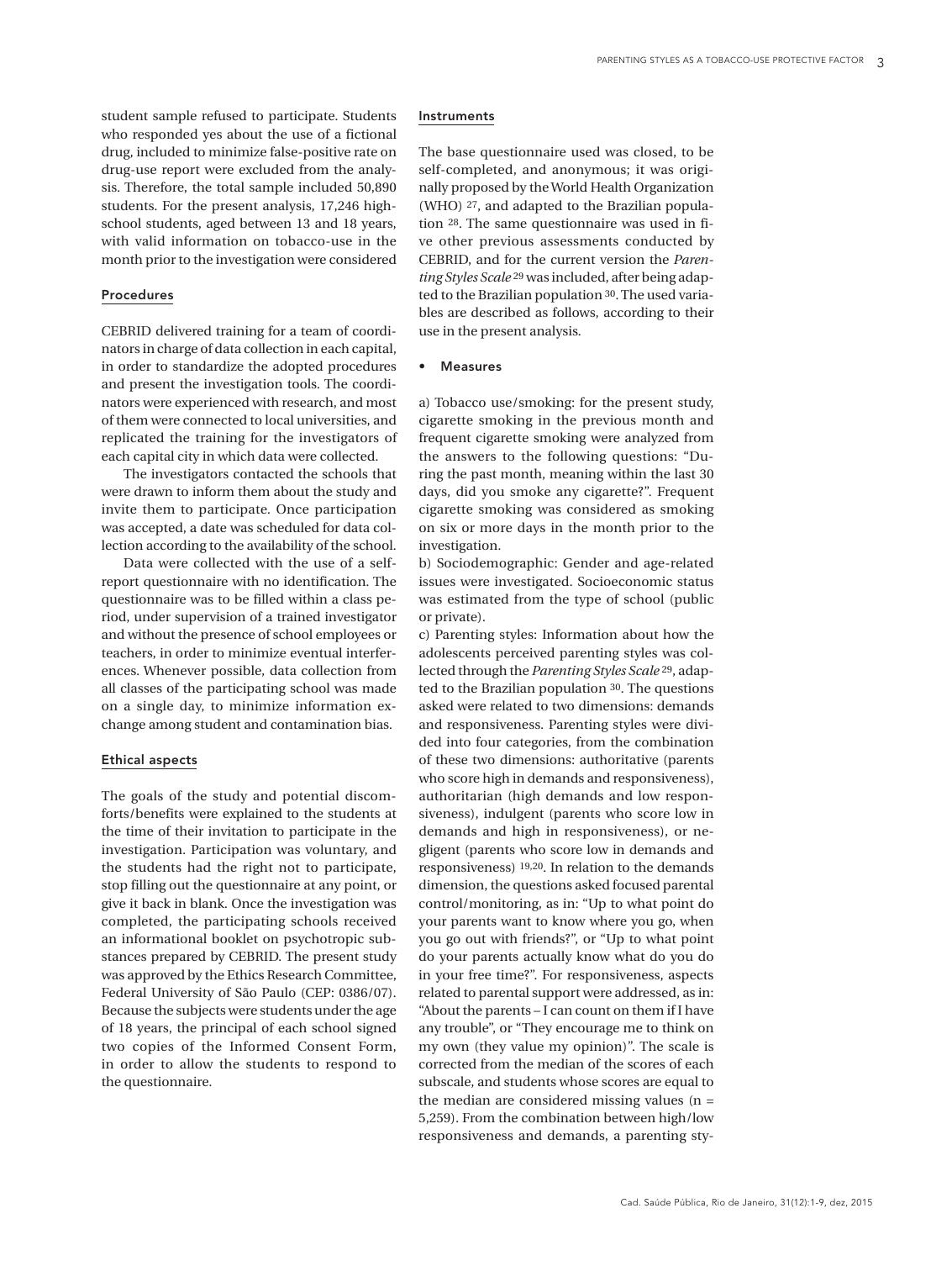student sample refused to participate. Students who responded yes about the use of a fictional drug, included to minimize false-positive rate on drug-use report were excluded from the analysis. Therefore, the total sample included 50,890 students. For the present analysis, 17,246 high-school students, aged between 13 and 18 years, with valid information on tobacco-use in the month prior to the investigation were considered

### Procedures

CEBRID delivered training for a team of coordinators in charge of data collection in each capital, in order to standardize the adopted procedures and present the investigation tools. The coordinators were experienced with research, and most of them were connected to local universities, and replicated the training for the investigators of each capital city in which data were collected.

The investigators contacted the schools that were drawn to inform them about the study and invite them to participate. Once participation was accepted, a date was scheduled for data collection according to the availability of the school.

Data were collected with the use of a self-report questionnaire with no identification. The questionnaire was to be filled within a class period, under supervision of a trained investigator and without the presence of school employees or teachers, in order to minimize eventual interferences. Whenever possible, data collection from all classes of the participating school was made on a single day, to minimize information exchange among student and contamination bias.

### Ethical aspects

The goals of the study and potential discomforts/benefits were explained to the students at the time of their invitation to participate in the investigation. Participation was voluntary, and the students had the right not to participate, stop filling out the questionnaire at any point, or give it back in blank. Once the investigation was completed, the participating schools received an informational booklet on psychotropic substances prepared by CEBRID. The present study was approved by the Ethics Research Committee, Federal University of São Paulo (CEP: 0386/07). Because the subjects were students under the age of 18 years, the principal of each school signed two copies of the Informed Consent Form, in order to allow the students to respond to the questionnaire.

### Instruments

The base questionnaire used was closed, to be self-completed, and anonymous; it was originally proposed by the World Health Organization (WHO) [27], and adapted to the Brazilian population [28]. The same questionnaire was used in five other previous assessments conducted by CEBRID, and for the current version the *Parenting Styles Scale* [29] was included, after being adapted to the Brazilian population [30]. The used variables are described as follows, according to their use in the present analysis.

- **Measures**

a) Tobacco use/smoking: for the present study, cigarette smoking in the previous month and frequent cigarette smoking were analyzed from the answers to the following questions: "During the past month, meaning within the last 30 days, did you smoke any cigarette?". Frequent cigarette smoking was considered as smoking on six or more days in the month prior to the investigation.

b) Sociodemographic: Gender and age-related issues were investigated. Socioeconomic status was estimated from the type of school (public or private).

c) Parenting styles: Information about how the adolescents perceived parenting styles was collected through the *Parenting Styles Scale* [29], adapted to the Brazilian population [30]. The questions asked were related to two dimensions: demands and responsiveness. Parenting styles were divided into four categories, from the combination of these two dimensions: authoritative (parents who score high in demands and responsiveness), authoritarian (high demands and low responsiveness), indulgent (parents who score low in demands and high in responsiveness), or negligent (parents who score low in demands and responsiveness) [19,20]. In relation to the demands dimension, the questions asked focused parental control/monitoring, as in: "Up to what point do your parents want to know where you go, when you go out with friends?", or "Up to what point do your parents actually know what do you do in your free time?". For responsiveness, aspects related to parental support were addressed, as in: "About the parents – I can count on them if I have any trouble", or "They encourage me to think on my own (they value my opinion)". The scale is corrected from the median of the scores of each subscale, and students whose scores are equal to the median are considered missing values (n = 5,259). From the combination between high/low responsiveness and demands, a parenting sty-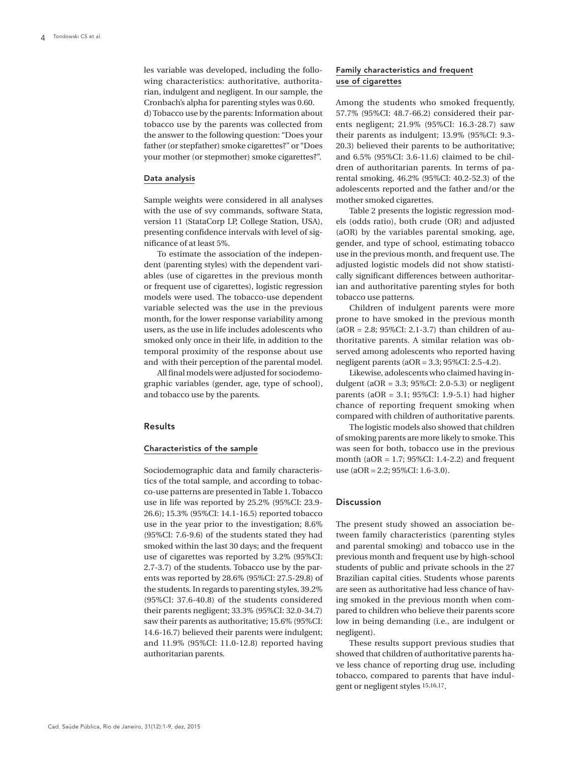les variable was developed, including the following characteristics: authoritative, authoritarian, indulgent and negligent. In our sample, the Cronbach's alpha for parenting styles was 0.60.

d) Tobacco use by the parents: Information about tobacco use by the parents was collected from the answer to the following question: "Does your father (or stepfather) smoke cigarettes?" or "Does your mother (or stepmother) smoke cigarettes?".

### Data analysis

Sample weights were considered in all analyses with the use of svy commands, software Stata, version 11 (StataCorp LP, College Station, USA), presenting confidence intervals with level of significance of at least 5%.

To estimate the association of the independent (parenting styles) with the dependent variables (use of cigarettes in the previous month or frequent use of cigarettes), logistic regression models were used. The tobacco-use dependent variable selected was the use in the previous month, for the lower response variability among users, as the use in life includes adolescents who smoked only once in their life, in addition to the temporal proximity of the response about use and with their perception of the parental model.

All final models were adjusted for sociodemographic variables (gender, age, type of school), and tobacco use by the parents.

## Results

### Characteristics of the sample

Sociodemographic data and family characteristics of the total sample, and according to tobacco-use patterns are presented in Table 1. Tobacco use in life was reported by 25.2% (95%CI: 23.9-26.6); 15.3% (95%CI: 14.1-16.5) reported tobacco use in the year prior to the investigation; 8.6% (95%CI: 7.6-9.6) of the students stated they had smoked within the last 30 days; and the frequent use of cigarettes was reported by 3.2% (95%CI: 2.7-3.7) of the students. Tobacco use by the parents was reported by 28.6% (95%CI: 27.5-29.8) of the students. In regards to parenting styles, 39.2% (95%CI: 37.6-40.8) of the students considered their parents negligent; 33.3% (95%CI: 32.0-34.7) saw their parents as authoritative; 15.6% (95%CI: 14.6-16.7) believed their parents were indulgent; and 11.9% (95%CI: 11.0-12.8) reported having authoritarian parents.

### Family characteristics and frequent use of cigarettes

Among the students who smoked frequently, 57.7% (95%CI: 48.7-66.2) considered their parents negligent; 21.9% (95%CI: 16.3-28.7) saw their parents as indulgent; 13.9% (95%CI: 9.3-20.3) believed their parents to be authoritative; and 6.5% (95%CI: 3.6-11.6) claimed to be children of authoritarian parents. In terms of parental smoking, 46.2% (95%CI: 40.2-52.3) of the adolescents reported and the father and/or the mother smoked cigarettes.

Table 2 presents the logistic regression models (odds ratio), both crude (OR) and adjusted (aOR) by the variables parental smoking, age, gender, and type of school, estimating tobacco use in the previous month, and frequent use. The adjusted logistic models did not show statistically significant differences between authoritarian and authoritative parenting styles for both tobacco use patterns.

Children of indulgent parents were more prone to have smoked in the previous month (aOR = 2.8; 95%CI: 2.1-3.7) than children of authoritative parents. A similar relation was observed among adolescents who reported having negligent parents (aOR = 3.3; 95%CI: 2.5-4.2).

Likewise, adolescents who claimed having indulgent (aOR = 3.3; 95%CI: 2.0-5.3) or negligent parents (aOR = 3.1; 95%CI: 1.9-5.1) had higher chance of reporting frequent smoking when compared with children of authoritative parents.

The logistic models also showed that children of smoking parents are more likely to smoke. This was seen for both, tobacco use in the previous month (aOR = 1.7; 95%CI: 1.4-2.2) and frequent use (aOR = 2.2; 95%CI: 1.6-3.0).

## Discussion

The present study showed an association between family characteristics (parenting styles and parental smoking) and tobacco use in the previous month and frequent use by high-school students of public and private schools in the 27 Brazilian capital cities. Students whose parents are seen as authoritative had less chance of having smoked in the previous month when compared to children who believe their parents score low in being demanding (i.e., are indulgent or negligent).

These results support previous studies that showed that children of authoritative parents have less chance of reporting drug use, including tobacco, compared to parents that have indulgent or negligent styles [15,16,17].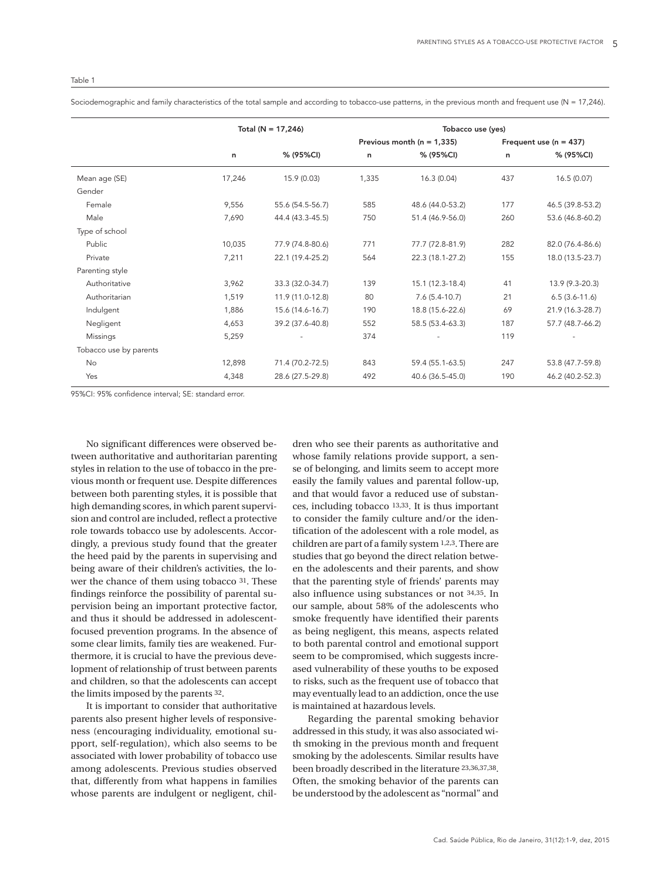Table 1

Sociodemographic and family characteristics of the total sample and according to tobacco-use patterns, in the previous month and frequent use (N = 17,246).

| | Total (N = 17,246) | | Tobacco use (yes) | | | |
|---|---|---|---|---|---|---|
| | | | Previous month (n = 1,335) | | Frequent use (n = 437) | |
| | n | % (95%CI) | n | % (95%CI) | n | % (95%CI) |
| Mean age (SE) | 17,246 | 15.9 (0.03) | 1,335 | 16.3 (0.04) | 437 | 16.5 (0.07) |
| Gender | | | | | | |
| Female | 9,556 | 55.6 (54.5-56.7) | 585 | 48.6 (44.0-53.2) | 177 | 46.5 (39.8-53.2) |
| Male | 7,690 | 44.4 (43.3-45.5) | 750 | 51.4 (46.9-56.0) | 260 | 53.6 (46.8-60.2) |
| Type of school | | | | | | |
| Public | 10,035 | 77.9 (74.8-80.6) | 771 | 77.7 (72.8-81.9) | 282 | 82.0 (76.4-86.6) |
| Private | 7,211 | 22.1 (19.4-25.2) | 564 | 22.3 (18.1-27.2) | 155 | 18.0 (13.5-23.7) |
| Parenting style | | | | | | |
| Authoritative | 3,962 | 33.3 (32.0-34.7) | 139 | 15.1 (12.3-18.4) | 41 | 13.9 (9.3-20.3) |
| Authoritarian | 1,519 | 11.9 (11.0-12.8) | 80 | 7.6 (5.4-10.7) | 21 | 6.5 (3.6-11.6) |
| Indulgent | 1,886 | 15.6 (14.6-16.7) | 190 | 18.8 (15.6-22.6) | 69 | 21.9 (16.3-28.7) |
| Negligent | 4,653 | 39.2 (37.6-40.8) | 552 | 58.5 (53.4-63.3) | 187 | 57.7 (48.7-66.2) |
| Missings | 5,259 | - | 374 | - | 119 | - |
| Tobacco use by parents | | | | | | |
| No | 12,898 | 71.4 (70.2-72.5) | 843 | 59.4 (55.1-63.5) | 247 | 53.8 (47.7-59.8) |
| Yes | 4,348 | 28.6 (27.5-29.8) | 492 | 40.6 (36.5-45.0) | 190 | 46.2 (40.2-52.3) |

95%CI: 95% confidence interval; SE: standard error.

No significant differences were observed between authoritative and authoritarian parenting styles in relation to the use of tobacco in the previous month or frequent use. Despite differences between both parenting styles, it is possible that high demanding scores, in which parent supervision and control are included, reflect a protective role towards tobacco use by adolescents. Accordingly, a previous study found that the greater the heed paid by the parents in supervising and being aware of their children's activities, the lower the chance of them using tobacco [31]. These findings reinforce the possibility of parental supervision being an important protective factor, and thus it should be addressed in adolescent-focused prevention programs. In the absence of some clear limits, family ties are weakened. Furthermore, it is crucial to have the previous development of relationship of trust between parents and children, so that the adolescents can accept the limits imposed by the parents [32].

It is important to consider that authoritative parents also present higher levels of responsiveness (encouraging individuality, emotional support, self-regulation), which also seems to be associated with lower probability of tobacco use among adolescents. Previous studies observed that, differently from what happens in families whose parents are indulgent or negligent, children who see their parents as authoritative and whose family relations provide support, a sense of belonging, and limits seem to accept more easily the family values and parental follow-up, and that would favor a reduced use of substances, including tobacco [13,33]. It is thus important to consider the family culture and/or the identification of the adolescent with a role model, as children are part of a family system [1,2,3]. There are studies that go beyond the direct relation between the adolescents and their parents, and show that the parenting style of friends' parents may also influence using substances or not [34,35]. In our sample, about 58% of the adolescents who smoke frequently have identified their parents as being negligent, this means, aspects related to both parental control and emotional support seem to be compromised, which suggests increased vulnerability of these youths to be exposed to risks, such as the frequent use of tobacco that may eventually lead to an addiction, once the use is maintained at hazardous levels.

Regarding the parental smoking behavior addressed in this study, it was also associated with smoking in the previous month and frequent smoking by the adolescents. Similar results have been broadly described in the literature [23,36,37,38]. Often, the smoking behavior of the parents can be understood by the adolescent as "normal" and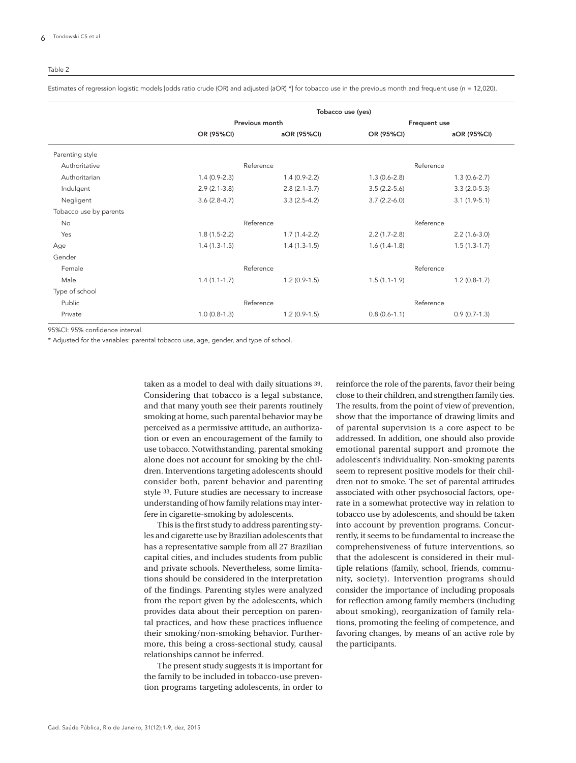Table 2

Estimates of regression logistic models [odds ratio crude (OR) and adjusted (aOR) *] for tobacco use in the previous month and frequent use (n = 12,020).

| | Tobacco use (yes) | | | |
|---|---|---|---|---|
| | Previous month | | Frequent use | |
| | OR (95%CI) | aOR (95%CI) | OR (95%CI) | aOR (95%CI) |
| Parenting style | | | | |
| Authoritative | Reference | | Reference | |
| Authoritarian | 1.4 (0.9-2.3) | 1.4 (0.9-2.2) | 1.3 (0.6-2.8) | 1.3 (0.6-2.7) |
| Indulgent | 2.9 (2.1-3.8) | 2.8 (2.1-3.7) | 3.5 (2.2-5.6) | 3.3 (2.0-5.3) |
| Negligent | 3.6 (2.8-4.7) | 3.3 (2.5-4.2) | 3.7 (2.2-6.0) | 3.1 (1.9-5.1) |
| Tobacco use by parents | | | | |
| No | Reference | | Reference | |
| Yes | 1.8 (1.5-2.2) | 1.7 (1.4-2.2) | 2.2 (1.7-2.8) | 2.2 (1.6-3.0) |
| Age | 1.4 (1.3-1.5) | 1.4 (1.3-1.5) | 1.6 (1.4-1.8) | 1.5 (1.3-1.7) |
| Gender | | | | |
| Female | Reference | | Reference | |
| Male | 1.4 (1.1-1.7) | 1.2 (0.9-1.5) | 1.5 (1.1-1.9) | 1.2 (0.8-1.7) |
| Type of school | | | | |
| Public | Reference | | Reference | |
| Private | 1.0 (0.8-1.3) | 1.2 (0.9-1.5) | 0.8 (0.6-1.1) | 0.9 (0.7-1.3) |

95%CI: 95% confidence interval.

* Adjusted for the variables: parental tobacco use, age, gender, and type of school.

taken as a model to deal with daily situations [39]. Considering that tobacco is a legal substance, and that many youth see their parents routinely smoking at home, such parental behavior may be perceived as a permissive attitude, an authorization or even an encouragement of the family to use tobacco. Notwithstanding, parental smoking alone does not account for smoking by the children. Interventions targeting adolescents should consider both, parent behavior and parenting style [33]. Future studies are necessary to increase understanding of how family relations may interfere in cigarette-smoking by adolescents.

This is the first study to address parenting styles and cigarette use by Brazilian adolescents that has a representative sample from all 27 Brazilian capital cities, and includes students from public and private schools. Nevertheless, some limitations should be considered in the interpretation of the findings. Parenting styles were analyzed from the report given by the adolescents, which provides data about their perception on parental practices, and how these practices influence their smoking/non-smoking behavior. Furthermore, this being a cross-sectional study, causal relationships cannot be inferred.

The present study suggests it is important for the family to be included in tobacco-use prevention programs targeting adolescents, in order to reinforce the role of the parents, favor their being close to their children, and strengthen family ties. The results, from the point of view of prevention, show that the importance of drawing limits and of parental supervision is a core aspect to be addressed. In addition, one should also provide emotional parental support and promote the adolescent's individuality. Non-smoking parents seem to represent positive models for their children not to smoke. The set of parental attitudes associated with other psychosocial factors, operate in a somewhat protective way in relation to tobacco use by adolescents, and should be taken into account by prevention programs. Concurrently, it seems to be fundamental to increase the comprehensiveness of future interventions, so that the adolescent is considered in their multiple relations (family, school, friends, community, society). Intervention programs should consider the importance of including proposals for reflection among family members (including about smoking), reorganization of family relations, promoting the feeling of competence, and favoring changes, by means of an active role by the participants.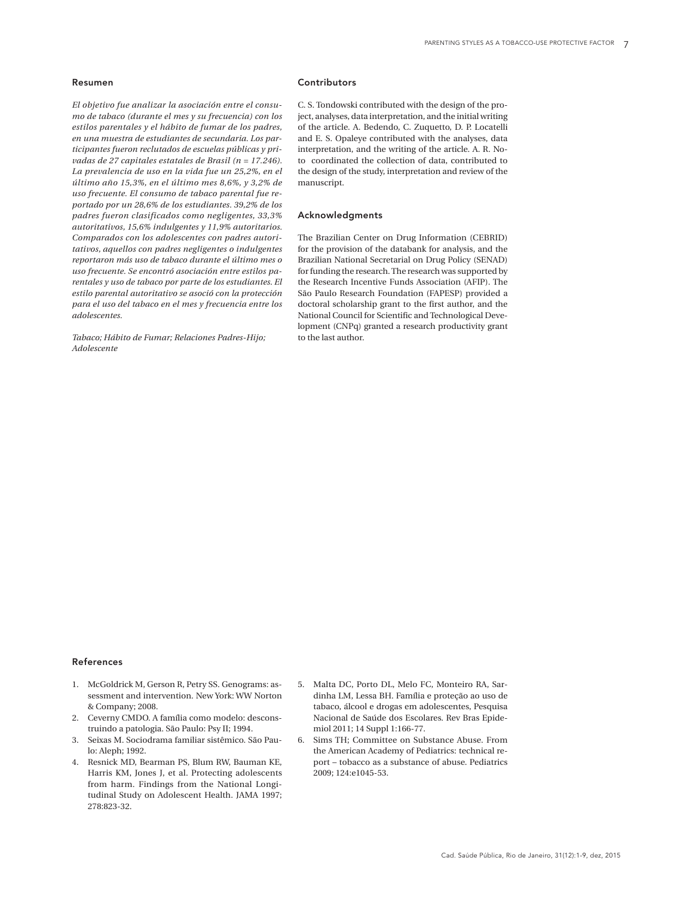## Resumen

*El objetivo fue analizar la asociación entre el consumo de tabaco (durante el mes y su frecuencia) con los estilos parentales y el hábito de fumar de los padres, en una muestra de estudiantes de secundaria. Los participantes fueron reclutados de escuelas públicas y privadas de 27 capitales estatales de Brasil (n = 17.246). La prevalencia de uso en la vida fue un 25,2%, en el último año 15,3%, en el último mes 8,6%, y 3,2% de uso frecuente. El consumo de tabaco parental fue reportado por un 28,6% de los estudiantes. 39,2% de los padres fueron clasificados como negligentes, 33,3% autoritativos, 15,6% indulgentes y 11,9% autoritarios. Comparados con los adolescentes con padres autoritativos, aquellos con padres negligentes o indulgentes reportaron más uso de tabaco durante el último mes o uso frecuente. Se encontró asociación entre estilos parentales y uso de tabaco por parte de los estudiantes. El estilo parental autoritativo se asoció con la protección para el uso del tabaco en el mes y frecuencia entre los adolescentes.*

*Tabaco; Hábito de Fumar; Relaciones Padres-Hijo; Adolescente*

## Contributors

C. S. Tondowski contributed with the design of the project, analyses, data interpretation, and the initial writing of the article. A. Bedendo, C. Zuquetto, D. P. Locatelli and E. S. Opaleye contributed with the analyses, data interpretation, and the writing of the article. A. R. Noto coordinated the collection of data, contributed to the design of the study, interpretation and review of the manuscript.

## Acknowledgments

The Brazilian Center on Drug Information (CEBRID) for the provision of the databank for analysis, and the Brazilian National Secretarial on Drug Policy (SENAD) for funding the research. The research was supported by the Research Incentive Funds Association (AFIP). The São Paulo Research Foundation (FAPESP) provided a doctoral scholarship grant to the first author, and the National Council for Scientific and Technological Development (CNPq) granted a research productivity grant to the last author.

## References

1. McGoldrick M, Gerson R, Petry SS. Genograms: assessment and intervention. New York: WW Norton & Company; 2008.
2. Ceverny CMDO. A família como modelo: desconstruindo a patologia. São Paulo: Psy II; 1994.
3. Seixas M. Sociodrama familiar sistêmico. São Paulo: Aleph; 1992.
4. Resnick MD, Bearman PS, Blum RW, Bauman KE, Harris KM, Jones J, et al. Protecting adolescents from harm. Findings from the National Longitudinal Study on Adolescent Health. JAMA 1997; 278:823-32.
5. Malta DC, Porto DL, Melo FC, Monteiro RA, Sardinha LM, Lessa BH. Família e proteção ao uso de tabaco, álcool e drogas em adolescentes, Pesquisa Nacional de Saúde dos Escolares. Rev Bras Epidemiol 2011; 14 Suppl 1:166-77.
6. Sims TH; Committee on Substance Abuse. From the American Academy of Pediatrics: technical report – tobacco as a substance of abuse. Pediatrics 2009; 124:e1045-53.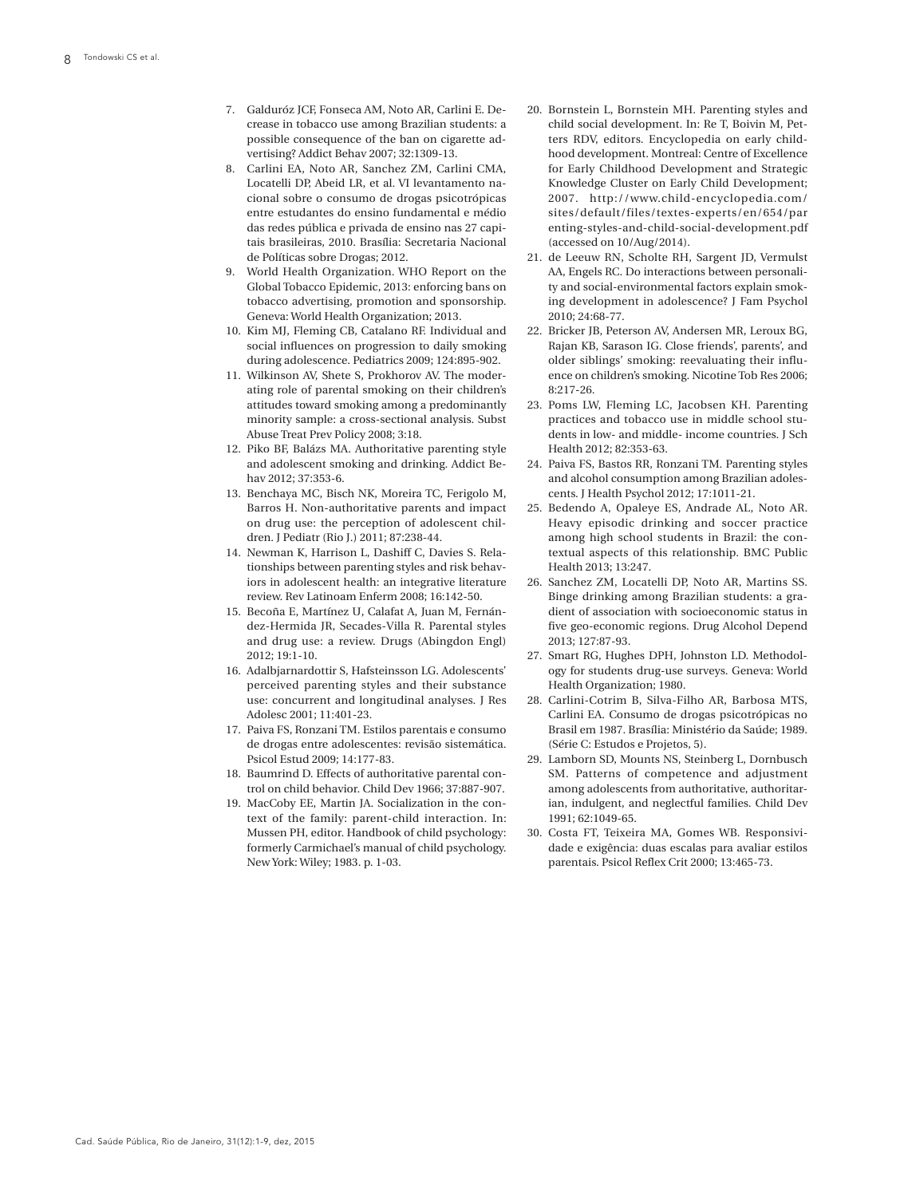7. Galduróz JCF, Fonseca AM, Noto AR, Carlini E. Decrease in tobacco use among Brazilian students: a possible consequence of the ban on cigarette advertising? Addict Behav 2007; 32:1309-13.
8. Carlini EA, Noto AR, Sanchez ZM, Carlini CMA, Locatelli DP, Abeid LR, et al. VI levantamento nacional sobre o consumo de drogas psicotrópicas entre estudantes do ensino fundamental e médio das redes pública e privada de ensino nas 27 capitais brasileiras, 2010. Brasília: Secretaria Nacional de Políticas sobre Drogas; 2012.
9. World Health Organization. WHO Report on the Global Tobacco Epidemic, 2013: enforcing bans on tobacco advertising, promotion and sponsorship. Geneva: World Health Organization; 2013.
10. Kim MJ, Fleming CB, Catalano RF. Individual and social influences on progression to daily smoking during adolescence. Pediatrics 2009; 124:895-902.
11. Wilkinson AV, Shete S, Prokhorov AV. The moderating role of parental smoking on their children's attitudes toward smoking among a predominantly minority sample: a cross-sectional analysis. Subst Abuse Treat Prev Policy 2008; 3:18.
12. Piko BF, Balázs MA. Authoritative parenting style and adolescent smoking and drinking. Addict Behav 2012; 37:353-6.
13. Benchaya MC, Bisch NK, Moreira TC, Ferigolo M, Barros H. Non-authoritative parents and impact on drug use: the perception of adolescent children. J Pediatr (Rio J.) 2011; 87:238-44.
14. Newman K, Harrison L, Dashiff C, Davies S. Relationships between parenting styles and risk behaviors in adolescent health: an integrative literature review. Rev Latinoam Enferm 2008; 16:142-50.
15. Becoña E, Martínez U, Calafat A, Juan M, Fernández-Hermida JR, Secades-Villa R. Parental styles and drug use: a review. Drugs (Abingdon Engl) 2012; 19:1-10.
16. Adalbjarnardottir S, Hafsteinsson LG. Adolescents' perceived parenting styles and their substance use: concurrent and longitudinal analyses. J Res Adolesc 2001; 11:401-23.
17. Paiva FS, Ronzani TM. Estilos parentais e consumo de drogas entre adolescentes: revisão sistemática. Psicol Estud 2009; 14:177-83.
18. Baumrind D. Effects of authoritative parental control on child behavior. Child Dev 1966; 37:887-907.
19. MacCoby EE, Martin JA. Socialization in the context of the family: parent-child interaction. In: Mussen PH, editor. Handbook of child psychology: formerly Carmichael's manual of child psychology. New York: Wiley; 1983. p. 1-03.
20. Bornstein L, Bornstein MH. Parenting styles and child social development. In: Re T, Boivin M, Petters RDV, editors. Encyclopedia on early childhood development. Montreal: Centre of Excellence for Early Childhood Development and Strategic Knowledge Cluster on Early Child Development; 2007. http://www.child-encyclopedia.com/sites/default/files/textes-experts/en/654/parenting-styles-and-child-social-development.pdf (accessed on 10/Aug/2014).
21. de Leeuw RN, Scholte RH, Sargent JD, Vermulst AA, Engels RC. Do interactions between personality and social-environmental factors explain smoking development in adolescence? J Fam Psychol 2010; 24:68-77.
22. Bricker JB, Peterson AV, Andersen MR, Leroux BG, Rajan KB, Sarason IG. Close friends', parents', and older siblings' smoking: reevaluating their influence on children's smoking. Nicotine Tob Res 2006; 8:217-26.
23. Poms LW, Fleming LC, Jacobsen KH. Parenting practices and tobacco use in middle school students in low- and middle- income countries. J Sch Health 2012; 82:353-63.
24. Paiva FS, Bastos RR, Ronzani TM. Parenting styles and alcohol consumption among Brazilian adolescents. J Health Psychol 2012; 17:1011-21.
25. Bedendo A, Opaleye ES, Andrade AL, Noto AR. Heavy episodic drinking and soccer practice among high school students in Brazil: the contextual aspects of this relationship. BMC Public Health 2013; 13:247.
26. Sanchez ZM, Locatelli DP, Noto AR, Martins SS. Binge drinking among Brazilian students: a gradient of association with socioeconomic status in five geo-economic regions. Drug Alcohol Depend 2013; 127:87-93.
27. Smart RG, Hughes DPH, Johnston LD. Methodology for students drug-use surveys. Geneva: World Health Organization; 1980.
28. Carlini-Cotrim B, Silva-Filho AR, Barbosa MTS, Carlini EA. Consumo de drogas psicotrópicas no Brasil em 1987. Brasília: Ministério da Saúde; 1989. (Série C: Estudos e Projetos, 5).
29. Lamborn SD, Mounts NS, Steinberg L, Dornbusch SM. Patterns of competence and adjustment among adolescents from authoritative, authoritarian, indulgent, and neglectful families. Child Dev 1991; 62:1049-65.
30. Costa FT, Teixeira MA, Gomes WB. Responsividade e exigência: duas escalas para avaliar estilos parentais. Psicol Reflex Crit 2000; 13:465-73.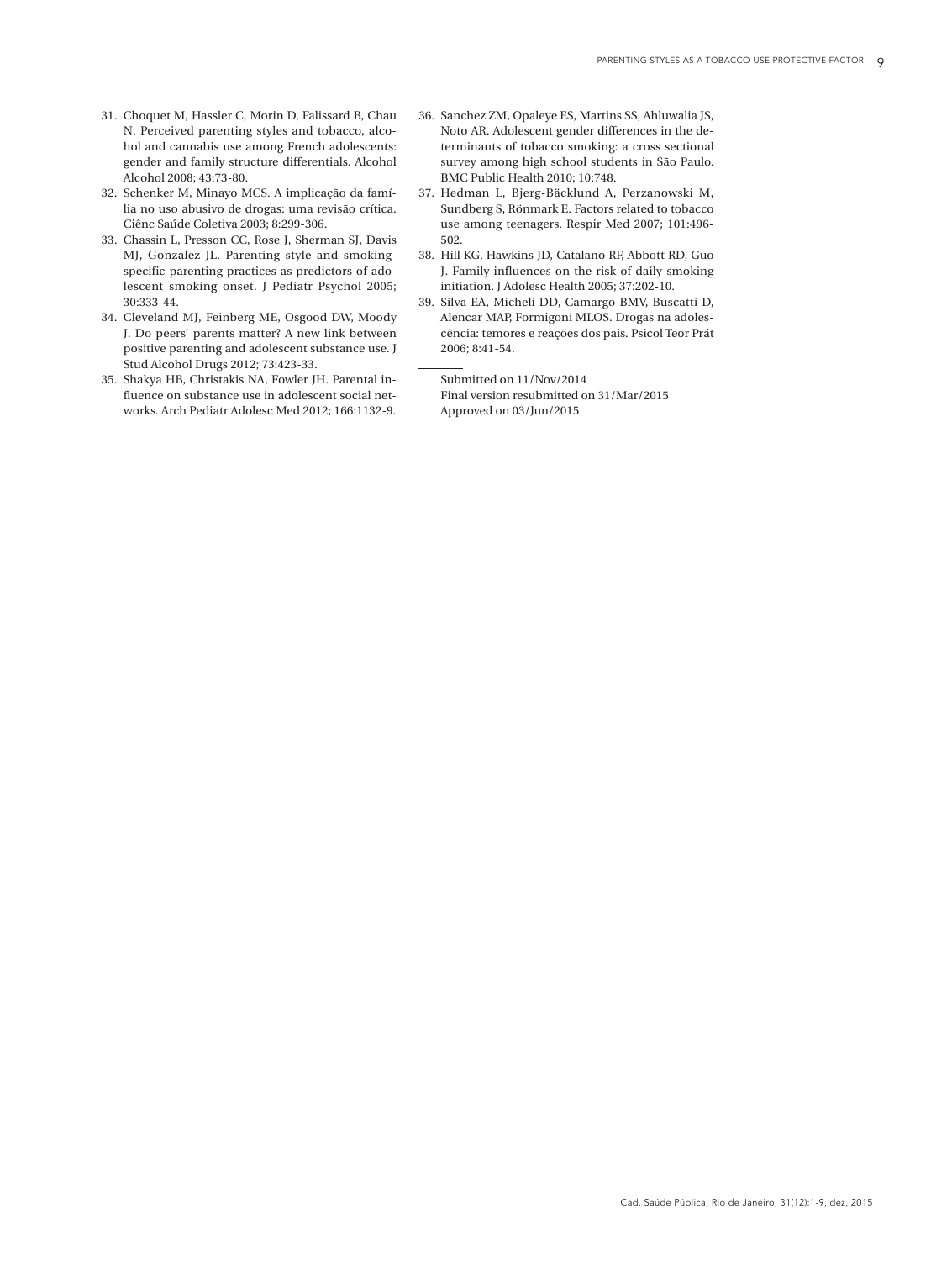31. Choquet M, Hassler C, Morin D, Falissard B, Chau N. Perceived parenting styles and tobacco, alcohol and cannabis use among French adolescents: gender and family structure differentials. Alcohol Alcohol 2008; 43:73-80.
32. Schenker M, Minayo MCS. A implicação da família no uso abusivo de drogas: uma revisão crítica. Ciênc Saúde Coletiva 2003; 8:299-306.
33. Chassin L, Presson CC, Rose J, Sherman SJ, Davis MJ, Gonzalez JL. Parenting style and smoking-specific parenting practices as predictors of adolescent smoking onset. J Pediatr Psychol 2005; 30:333-44.
34. Cleveland MJ, Feinberg ME, Osgood DW, Moody J. Do peers' parents matter? A new link between positive parenting and adolescent substance use. J Stud Alcohol Drugs 2012; 73:423-33.
35. Shakya HB, Christakis NA, Fowler JH. Parental influence on substance use in adolescent social networks. Arch Pediatr Adolesc Med 2012; 166:1132-9.
36. Sanchez ZM, Opaleye ES, Martins SS, Ahluwalia JS, Noto AR. Adolescent gender differences in the determinants of tobacco smoking: a cross sectional survey among high school students in São Paulo. BMC Public Health 2010; 10:748.
37. Hedman L, Bjerg-Bäcklund A, Perzanowski M, Sundberg S, Rönmark E. Factors related to tobacco use among teenagers. Respir Med 2007; 101:496-502.
38. Hill KG, Hawkins JD, Catalano RF, Abbott RD, Guo J. Family influences on the risk of daily smoking initiation. J Adolesc Health 2005; 37:202-10.
39. Silva EA, Micheli DD, Camargo BMV, Buscatti D, Alencar MAP, Formigoni MLOS. Drogas na adolescência: temores e reações dos pais. Psicol Teor Prát 2006; 8:41-54.

---

Submitted on 11/Nov/2014
Final version resubmitted on 31/Mar/2015
Approved on 03/Jun/2015